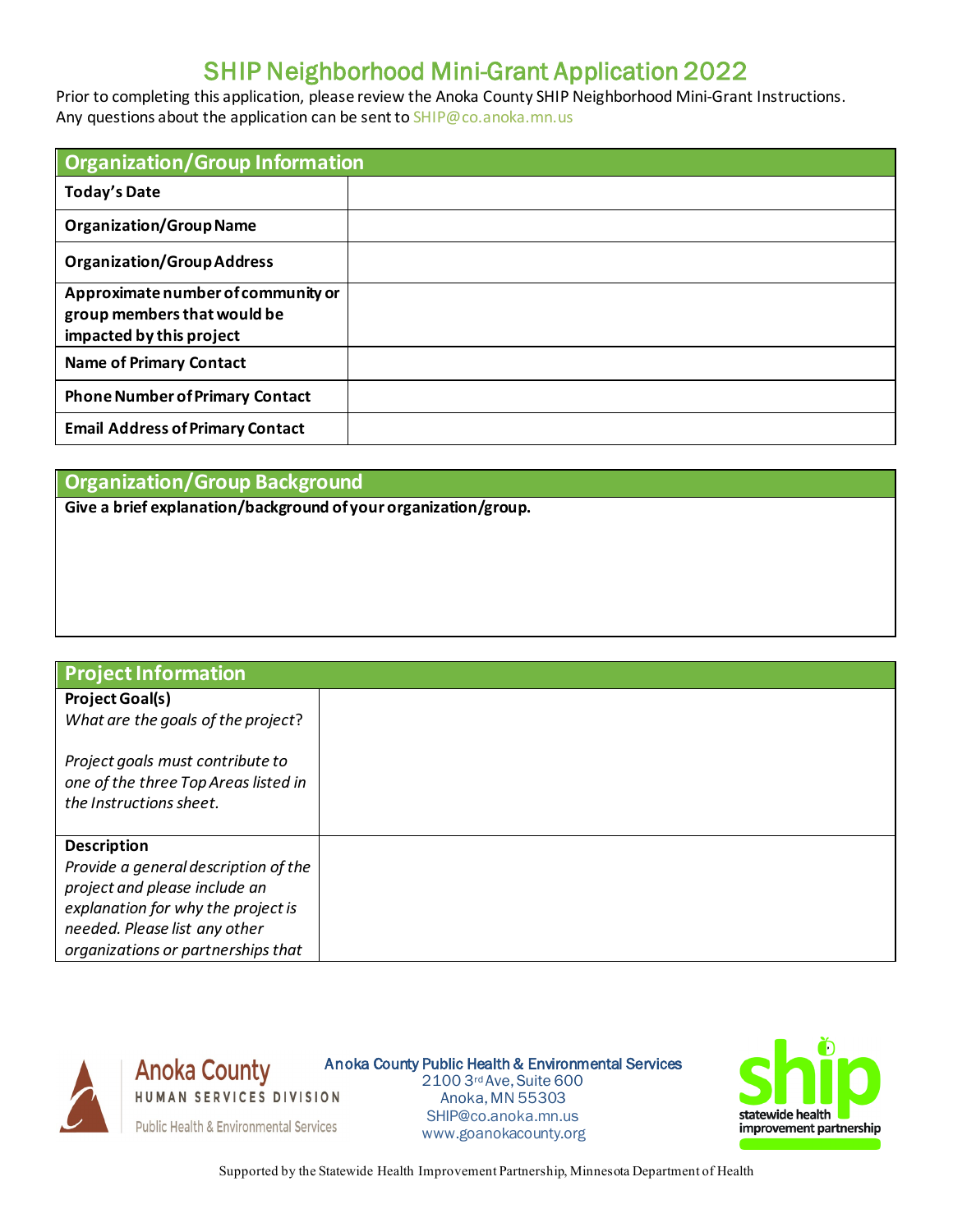# SHIP Neighborhood Mini-Grant Application 2022

Prior to completing this application, please review the Anoka County SHIP Neighborhood Mini-Grant Instructions. Any questions about the application can be sent to SHIP@co.anoka.mn.us

| Organization/Group Information | |
|---|---|
| **Today's Date** | |
| **Organization/Group Name** | |
| **Organization/Group Address** | |
| **Approximate number of community or group members that would be impacted by this project** | |
| **Name of Primary Contact** | |
| **Phone Number of Primary Contact** | |
| **Email Address of Primary Contact** | |

| Organization/Group Background |
|---|
| **Give a brief explanation/background of your organization/group.** |

| Project Information | |
|---|---|
| **Project Goal(s)**<br>*What are the goals of the project?*<br><br>*Project goals must contribute to one of the three Top Areas listed in the Instructions sheet.* | |
| **Description**<br>*Provide a general description of the project and please include an explanation for why the project is needed. Please list any other organizations or partnerships that* | |

Anoka County
HUMAN SERVICES DIVISION
Public Health & Environmental Services

Anoka County Public Health & Environmental Services
2100 3rd Ave, Suite 600
Anoka, MN 55303
SHIP@co.anoka.mn.us
www.goanokacounty.org

ship statewide health improvement partnership

Supported by the Statewide Health Improvement Partnership, Minnesota Department of Health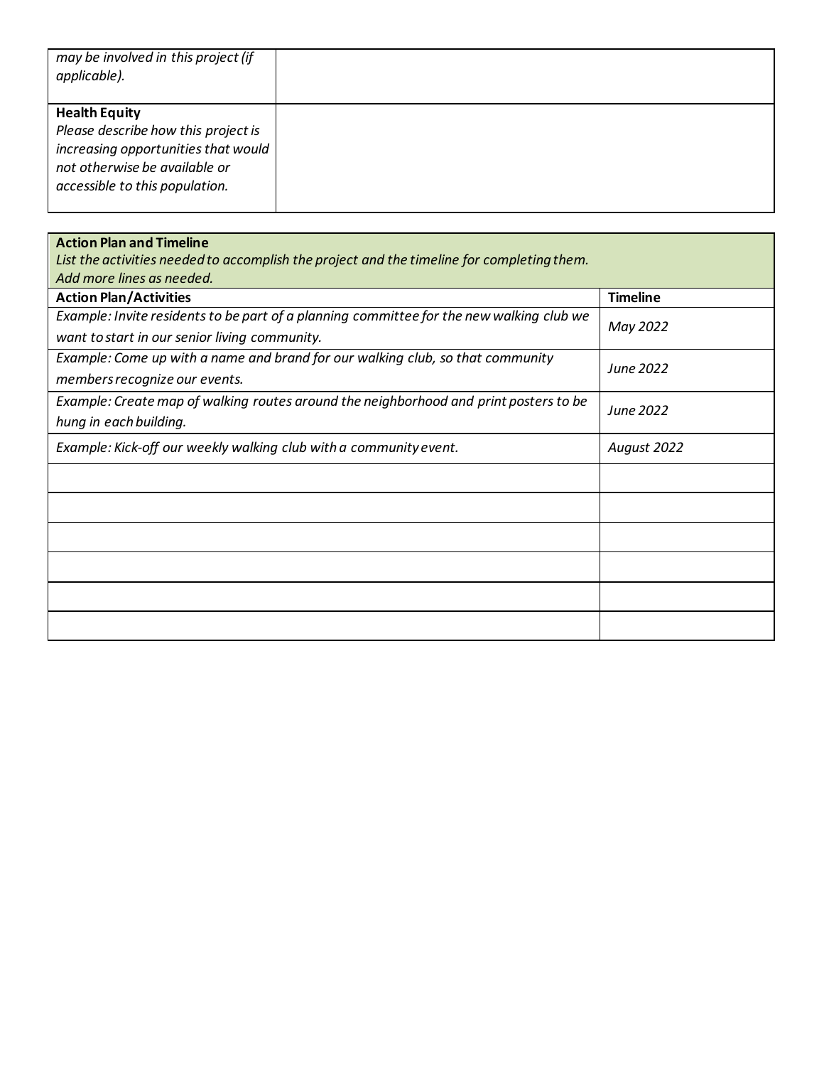| *may be involved in this project (if applicable).* | |
|---|---|
| **Health Equity**<br>*Please describe how this project is increasing opportunities that would not otherwise be available or accessible to this population.* | |

| **Action Plan and Timeline**<br>*List the activities needed to accomplish the project and the timeline for completing them. Add more lines as needed.* | |
|---|---|
| **Action Plan/Activities** | **Timeline** |
| *Example: Invite residents to be part of a planning committee for the new walking club we want to start in our senior living community.* | *May 2022* |
| *Example: Come up with a name and brand for our walking club, so that community members recognize our events.* | *June 2022* |
| *Example: Create map of walking routes around the neighborhood and print posters to be hung in each building.* | *June 2022* |
| *Example: Kick-off our weekly walking club with a community event.* | *August 2022* |
| | |
| | |
| | |
| | |
| | |
| | |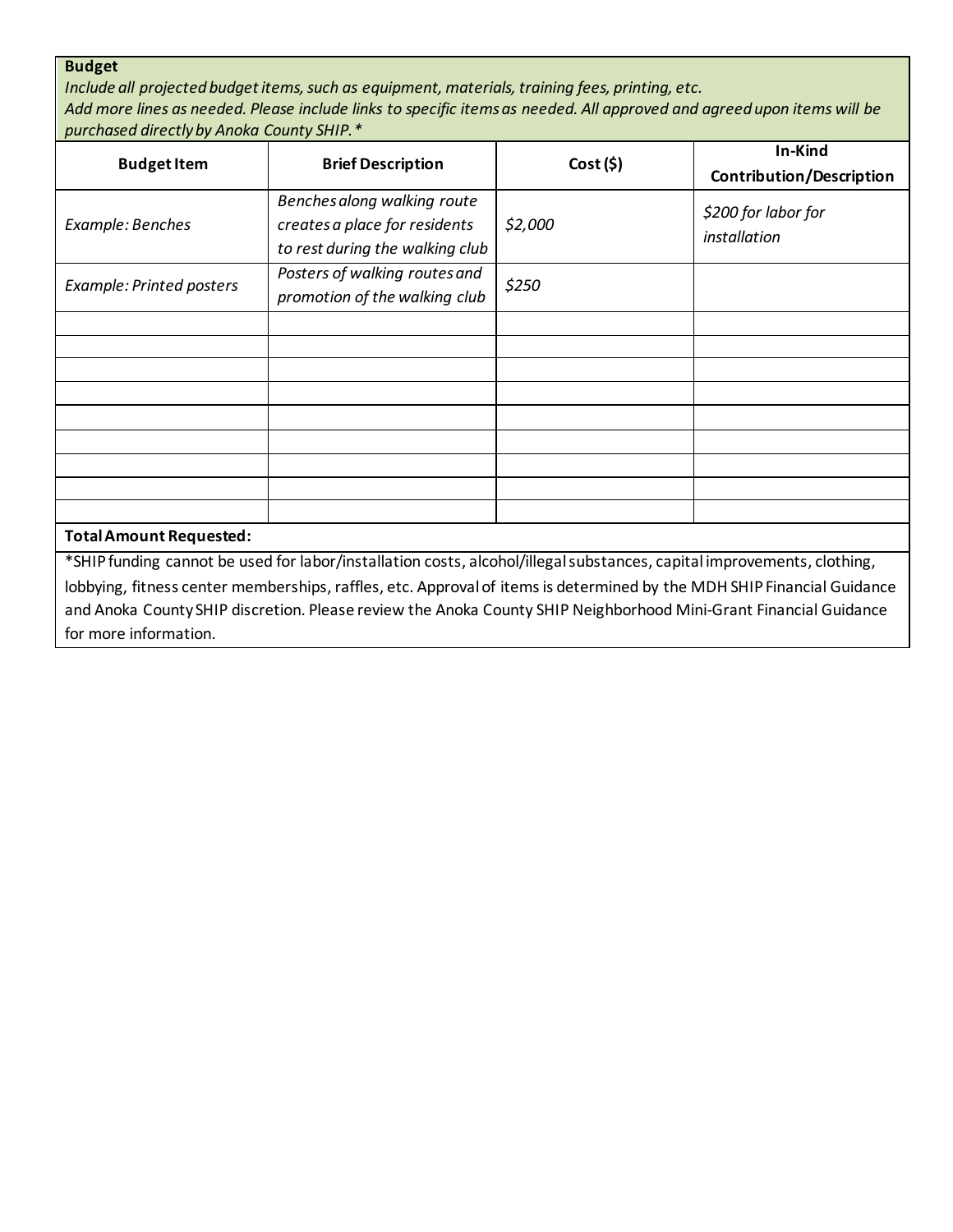**Budget**

*Include all projected budget items, such as equipment, materials, training fees, printing, etc.*
*Add more lines as needed. Please include links to specific items as needed. All approved and agreed upon items will be purchased directly by Anoka County SHIP.**

| Budget Item | Brief Description | Cost ($) | In-Kind Contribution/Description |
|---|---|---|---|
| *Example: Benches* | *Benches along walking route creates a place for residents to rest during the walking club* | *$2,000* | *$200 for labor for installation* |
| *Example: Printed posters* | *Posters of walking routes and promotion of the walking club* | *$250* | |
| | | | |
| | | | |
| | | | |
| | | | |
| | | | |
| | | | |
| | | | |
| | | | |
| | | | |

**Total Amount Requested:**

*SHIP funding cannot be used for labor/installation costs, alcohol/illegal substances, capital improvements, clothing, lobbying, fitness center memberships, raffles, etc. Approval of items is determined by the MDH SHIP Financial Guidance and Anoka County SHIP discretion. Please review the Anoka County SHIP Neighborhood Mini-Grant Financial Guidance for more information.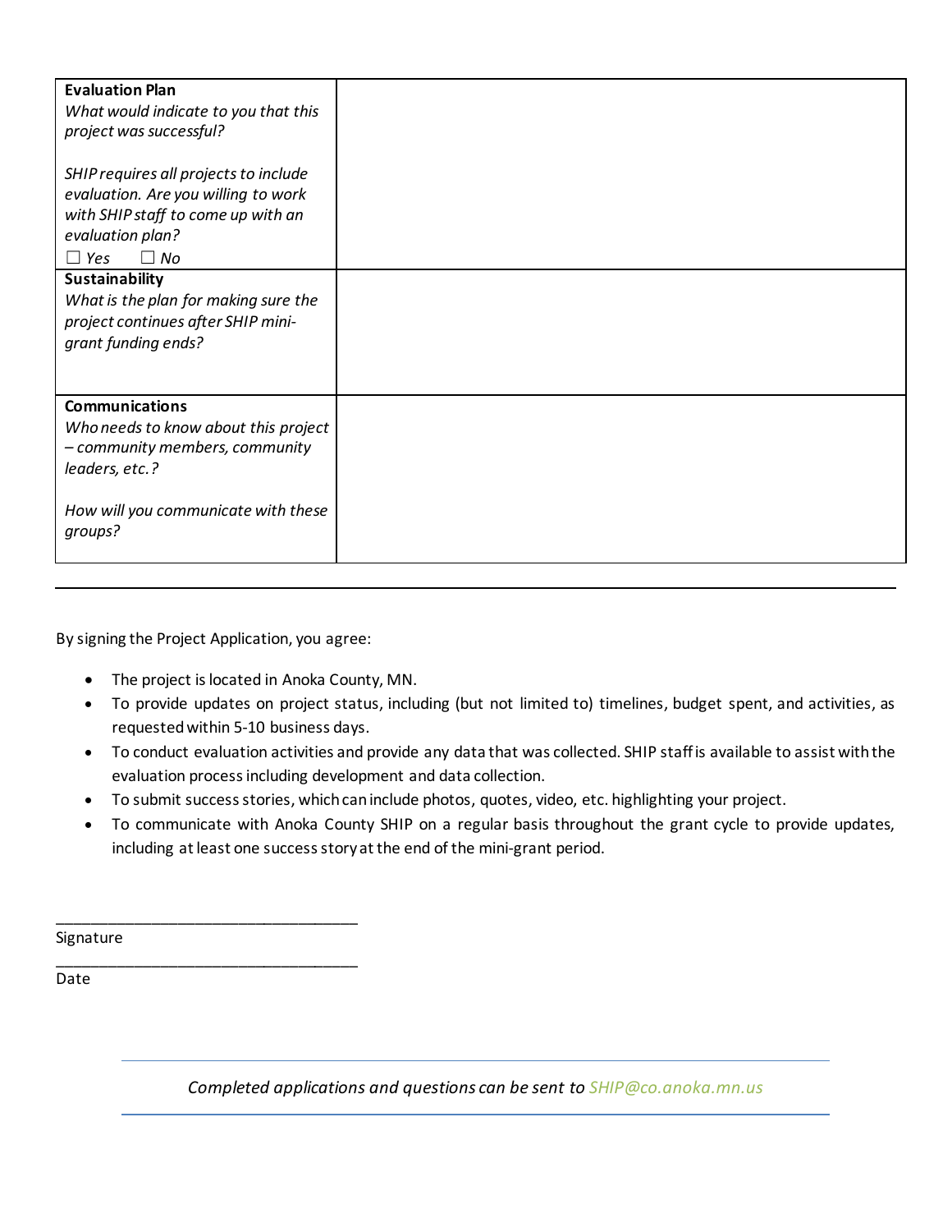| | |
|---|---|
| **Evaluation Plan**<br>*What would indicate to you that this project was successful?*<br><br>*SHIP requires all projects to include evaluation. Are you willing to work with SHIP staff to come up with an evaluation plan?*<br>☐ *Yes* ☐ *No* | |
| **Sustainability**<br>*What is the plan for making sure the project continues after SHIP mini-grant funding ends?* | |
| **Communications**<br>*Who needs to know about this project – community members, community leaders, etc.?*<br><br>*How will you communicate with these groups?* | |

---

By signing the Project Application, you agree:

- The project is located in Anoka County, MN.
- To provide updates on project status, including (but not limited to) timelines, budget spent, and activities, as requested within 5-10 business days.
- To conduct evaluation activities and provide any data that was collected. SHIP staff is available to assist with the evaluation process including development and data collection.
- To submit success stories, which can include photos, quotes, video, etc. highlighting your project.
- To communicate with Anoka County SHIP on a regular basis throughout the grant cycle to provide updates, including at least one success story at the end of the mini-grant period.

___________________________________
Signature

___________________________________
Date

*Completed applications and questions can be sent to SHIP@co.anoka.mn.us*